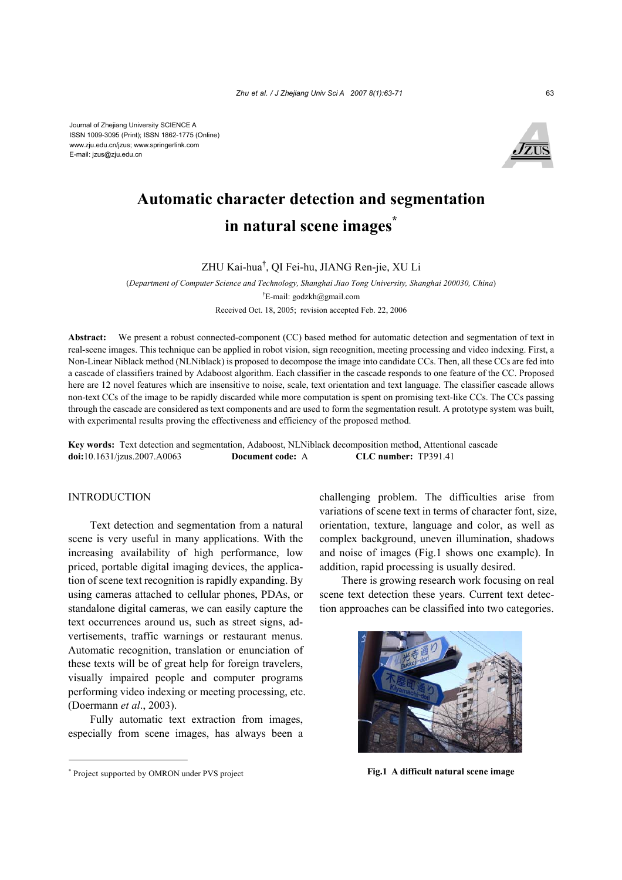Journal of Zhejiang University SCIENCE A
ISSN 1009-3095 (Print); ISSN 1862-1775 (Online)
www.zju.edu.cn/jzus; www.springerlink.com
E-mail: jzus@zju.edu.cn

# Automatic character detection and segmentation in natural scene images*

ZHU Kai-hua†, QI Fei-hu, JIANG Ren-jie, XU Li

(*Department of Computer Science and Technology, Shanghai Jiao Tong University, Shanghai 200030, China*)

†E-mail: godzkh@gmail.com

Received Oct. 18, 2005; revision accepted Feb. 22, 2006

**Abstract:** We present a robust connected-component (CC) based method for automatic detection and segmentation of text in real-scene images. This technique can be applied in robot vision, sign recognition, meeting processing and video indexing. First, a Non-Linear Niblack method (NLNiblack) is proposed to decompose the image into candidate CCs. Then, all these CCs are fed into a cascade of classifiers trained by Adaboost algorithm. Each classifier in the cascade responds to one feature of the CC. Proposed here are 12 novel features which are insensitive to noise, scale, text orientation and text language. The classifier cascade allows non-text CCs of the image to be rapidly discarded while more computation is spent on promising text-like CCs. The CCs passing through the cascade are considered as text components and are used to form the segmentation result. A prototype system was built, with experimental results proving the effectiveness and efficiency of the proposed method.

**Key words:** Text detection and segmentation, Adaboost, NLNiblack decomposition method, Attentional cascade
**doi:**10.1631/jzus.2007.A0063 **Document code:** A **CLC number:** TP391.41

## INTRODUCTION

Text detection and segmentation from a natural scene is very useful in many applications. With the increasing availability of high performance, low priced, portable digital imaging devices, the application of scene text recognition is rapidly expanding. By using cameras attached to cellular phones, PDAs, or standalone digital cameras, we can easily capture the text occurrences around us, such as street signs, advertisements, traffic warnings or restaurant menus. Automatic recognition, translation or enunciation of these texts will be of great help for foreign travelers, visually impaired people and computer programs performing video indexing or meeting processing, etc. (Doermann *et al*., 2003).

Fully automatic text extraction from images, especially from scene images, has always been a challenging problem. The difficulties arise from variations of scene text in terms of character font, size, orientation, texture, language and color, as well as complex background, uneven illumination, shadows and noise of images (Fig.1 shows one example). In addition, rapid processing is usually desired.

There is growing research work focusing on real scene text detection these years. Current text detection approaches can be classified into two categories.

**Fig.1 A difficult natural scene image**

* Project supported by OMRON under PVS project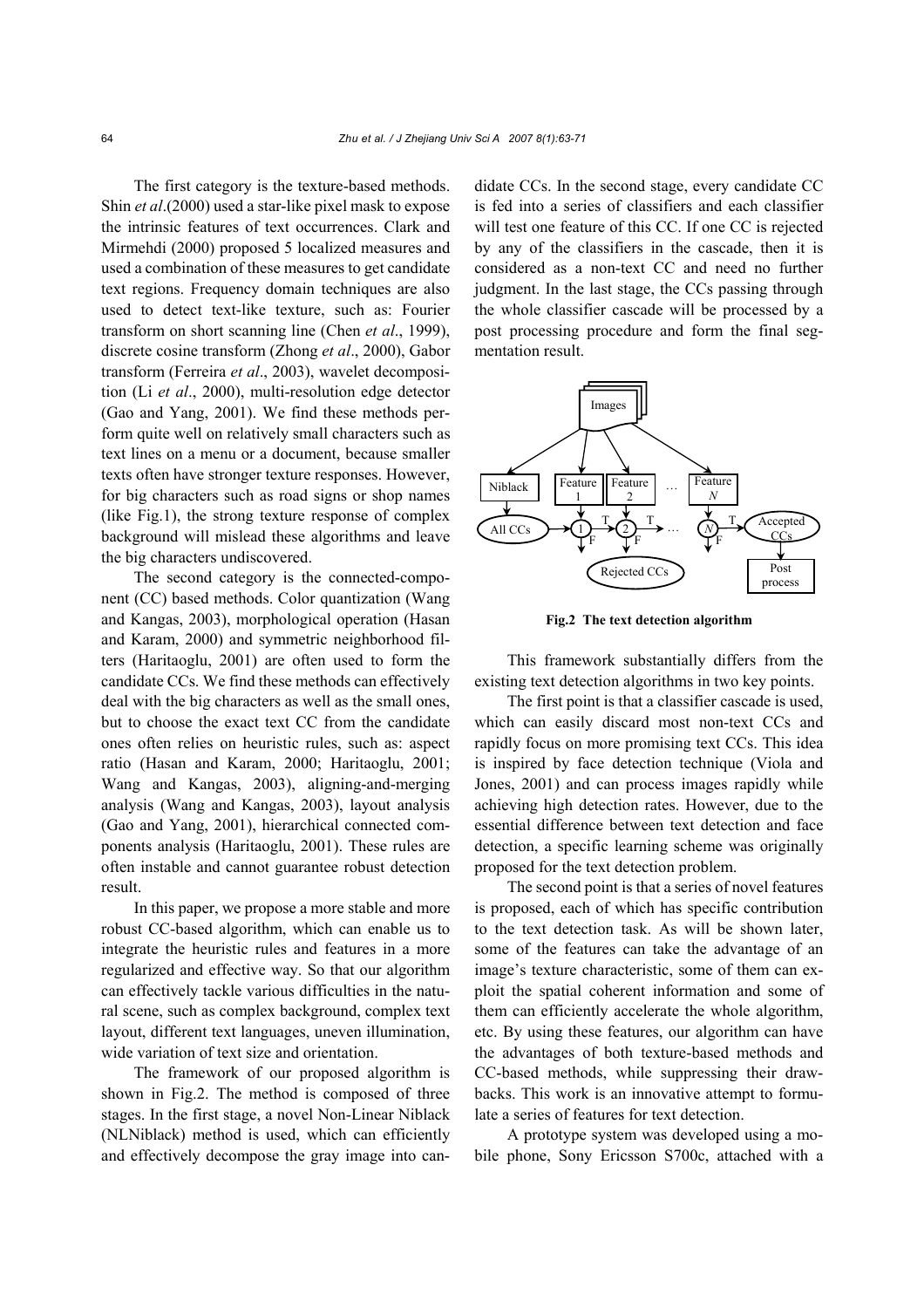The first category is the texture-based methods. Shin *et al*.(2000) used a star-like pixel mask to expose the intrinsic features of text occurrences. Clark and Mirmehdi (2000) proposed 5 localized measures and used a combination of these measures to get candidate text regions. Frequency domain techniques are also used to detect text-like texture, such as: Fourier transform on short scanning line (Chen *et al*., 1999), discrete cosine transform (Zhong *et al*., 2000), Gabor transform (Ferreira *et al*., 2003), wavelet decomposition (Li *et al*., 2000), multi-resolution edge detector (Gao and Yang, 2001). We find these methods perform quite well on relatively small characters such as text lines on a menu or a document, because smaller texts often have stronger texture responses. However, for big characters such as road signs or shop names (like Fig.1), the strong texture response of complex background will mislead these algorithms and leave the big characters undiscovered.

The second category is the connected-component (CC) based methods. Color quantization (Wang and Kangas, 2003), morphological operation (Hasan and Karam, 2000) and symmetric neighborhood filters (Haritaoglu, 2001) are often used to form the candidate CCs. We find these methods can effectively deal with the big characters as well as the small ones, but to choose the exact text CC from the candidate ones often relies on heuristic rules, such as: aspect ratio (Hasan and Karam, 2000; Haritaoglu, 2001; Wang and Kangas, 2003), aligning-and-merging analysis (Wang and Kangas, 2003), layout analysis (Gao and Yang, 2001), hierarchical connected components analysis (Haritaoglu, 2001). These rules are often instable and cannot guarantee robust detection result.

In this paper, we propose a more stable and more robust CC-based algorithm, which can enable us to integrate the heuristic rules and features in a more regularized and effective way. So that our algorithm can effectively tackle various difficulties in the natural scene, such as complex background, complex text layout, different text languages, uneven illumination, wide variation of text size and orientation.

The framework of our proposed algorithm is shown in Fig.2. The method is composed of three stages. In the first stage, a novel Non-Linear Niblack (NLNiblack) method is used, which can efficiently and effectively decompose the gray image into candidate CCs. In the second stage, every candidate CC is fed into a series of classifiers and each classifier will test one feature of this CC. If one CC is rejected by any of the classifiers in the cascade, then it is considered as a non-text CC and need no further judgment. In the last stage, the CCs passing through the whole classifier cascade will be processed by a post processing procedure and form the final segmentation result.

Images

Niblack

Feature 1

Feature 2

…

Feature $N$

All CCs

1

2

$N$

T

F

Accepted CCs

Rejected CCs

Post process

**Fig.2 The text detection algorithm**

This framework substantially differs from the existing text detection algorithms in two key points.

The first point is that a classifier cascade is used, which can easily discard most non-text CCs and rapidly focus on more promising text CCs. This idea is inspired by face detection technique (Viola and Jones, 2001) and can process images rapidly while achieving high detection rates. However, due to the essential difference between text detection and face detection, a specific learning scheme was originally proposed for the text detection problem.

The second point is that a series of novel features is proposed, each of which has specific contribution to the text detection task. As will be shown later, some of the features can take the advantage of an image's texture characteristic, some of them can exploit the spatial coherent information and some of them can efficiently accelerate the whole algorithm, etc. By using these features, our algorithm can have the advantages of both texture-based methods and CC-based methods, while suppressing their drawbacks. This work is an innovative attempt to formulate a series of features for text detection.

A prototype system was developed using a mobile phone, Sony Ericsson S700c, attached with a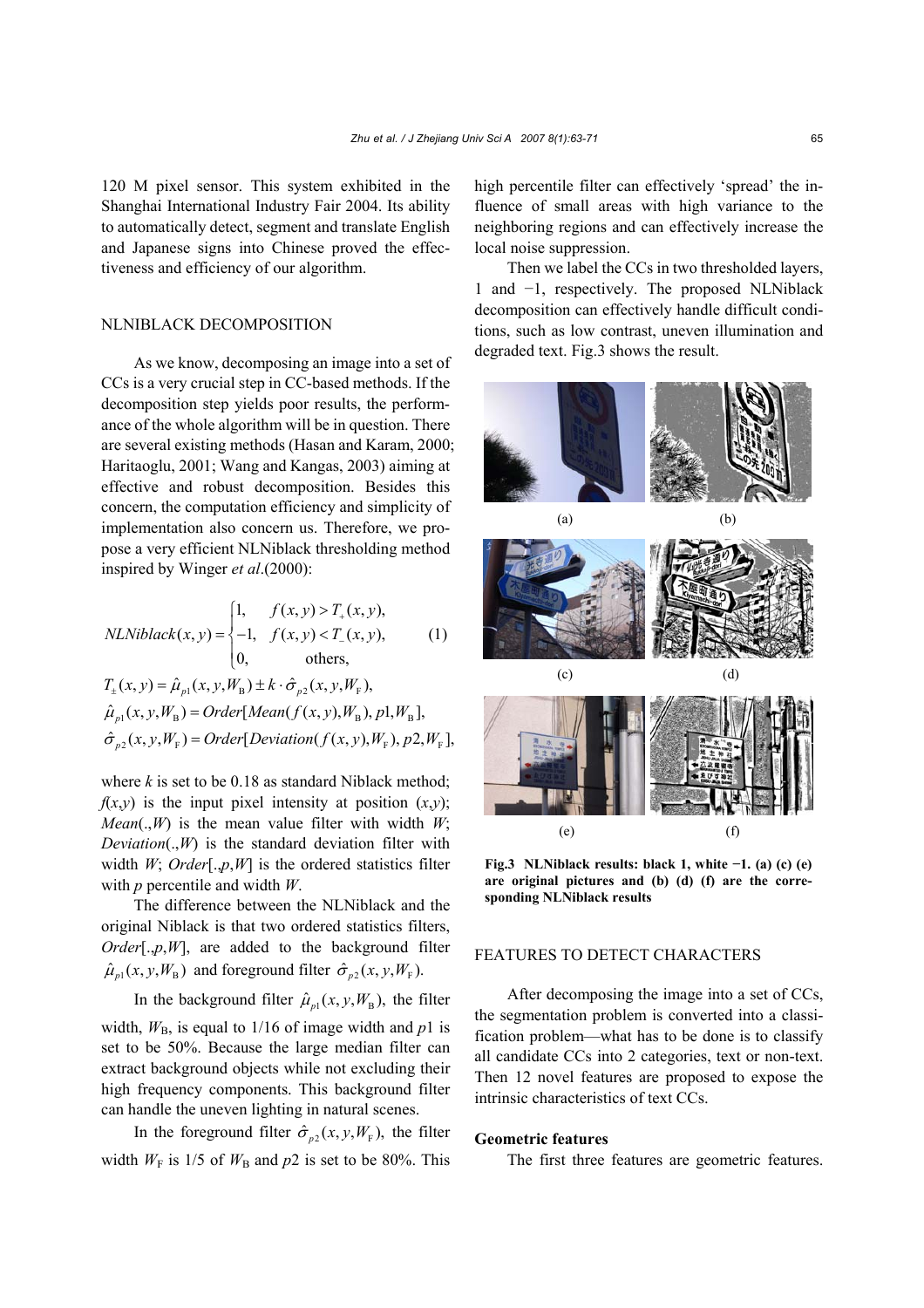120 M pixel sensor. This system exhibited in the Shanghai International Industry Fair 2004. Its ability to automatically detect, segment and translate English and Japanese signs into Chinese proved the effectiveness and efficiency of our algorithm.

## NLNIBLACK DECOMPOSITION

As we know, decomposing an image into a set of CCs is a very crucial step in CC-based methods. If the decomposition step yields poor results, the performance of the whole algorithm will be in question. There are several existing methods (Hasan and Karam, 2000; Haritaoglu, 2001; Wang and Kangas, 2003) aiming at effective and robust decomposition. Besides this concern, the computation efficiency and simplicity of implementation also concern us. Therefore, we propose a very efficient NLNiblack thresholding method inspired by Winger *et al*.(2000):

$$NLNiblack(x,y)=\begin{cases}1, & f(x,y)>T_{+}(x,y),\\ -1, & f(x,y)<T_{-}(x,y),\\ 0, & \text{others},\end{cases} \quad (1)$$

$$T_{\pm}(x,y)=\hat{\mu}_{p1}(x,y,W_{\mathrm{B}})\pm k\cdot\hat{\sigma}_{p2}(x,y,W_{\mathrm{F}}),$$

$$\hat{\mu}_{p1}(x,y,W_{\mathrm{B}})=Order[Mean(f(x,y),W_{\mathrm{B}}),p1,W_{\mathrm{B}}],$$

$$\hat{\sigma}_{p2}(x,y,W_{\mathrm{F}})=Order[Deviation(f(x,y),W_{\mathrm{F}}),p2,W_{\mathrm{F}}],$$

where $k$ is set to be 0.18 as standard Niblack method; $f(x,y)$ is the input pixel intensity at position $(x,y)$; $Mean(.,W)$ is the mean value filter with width $W$; $Deviation(.,W)$ is the standard deviation filter with width $W$; $Order[.,p,W]$ is the ordered statistics filter with $p$ percentile and width $W$.

The difference between the NLNiblack and the original Niblack is that two ordered statistics filters, $Order[.,p,W]$, are added to the background filter $\hat{\mu}_{p1}(x,y,W_{\mathrm{B}})$ and foreground filter $\hat{\sigma}_{p2}(x,y,W_{\mathrm{F}})$.

In the background filter $\hat{\mu}_{p1}(x,y,W_{\mathrm{B}})$, the filter width, $W_{\mathrm{B}}$, is equal to 1/16 of image width and $p1$ is set to be 50%. Because the large median filter can extract background objects while not excluding their high frequency components. This background filter can handle the uneven lighting in natural scenes.

In the foreground filter $\hat{\sigma}_{p2}(x,y,W_{\mathrm{F}})$, the filter width $W_{\mathrm{F}}$ is 1/5 of $W_{\mathrm{B}}$ and $p2$ is set to be 80%. This high percentile filter can effectively 'spread' the influence of small areas with high variance to the neighboring regions and can effectively increase the local noise suppression.

Then we label the CCs in two thresholded layers, 1 and −1, respectively. The proposed NLNiblack decomposition can effectively handle difficult conditions, such as low contrast, uneven illumination and degraded text. Fig.3 shows the result.

**Fig.3 NLNiblack results: black 1, white −1. (a) (c) (e) are original pictures and (b) (d) (f) are the corresponding NLNiblack results**

## FEATURES TO DETECT CHARACTERS

After decomposing the image into a set of CCs, the segmentation problem is converted into a classification problem—what has to be done is to classify all candidate CCs into 2 categories, text or non-text. Then 12 novel features are proposed to expose the intrinsic characteristics of text CCs.

### Geometric features

The first three features are geometric features.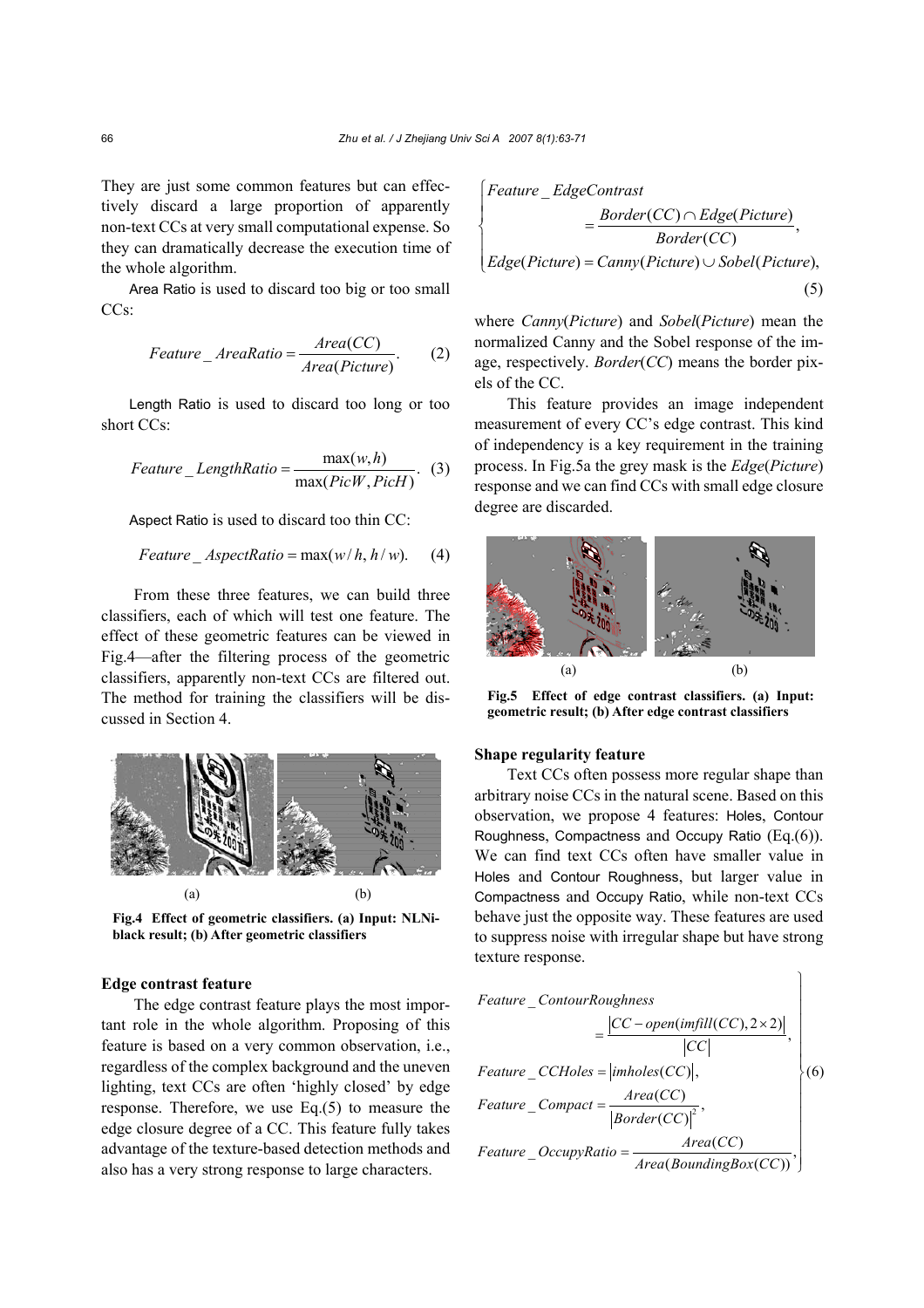They are just some common features but can effectively discard a large proportion of apparently non-text CCs at very small computational expense. So they can dramatically decrease the execution time of the whole algorithm.

Area Ratio is used to discard too big or too small CCs:

$$Feature\_AreaRatio = \frac{Area(CC)}{Area(Picture)}. \quad (2)$$

Length Ratio is used to discard too long or too short CCs:

$$Feature\_LengthRatio = \frac{\max(w, h)}{\max(PicW, PicH)}. \quad (3)$$

Aspect Ratio is used to discard too thin CC:

$$Feature\_AspectRatio = \max(w/h, h/w). \quad (4)$$

From these three features, we can build three classifiers, each of which will test one feature. The effect of these geometric features can be viewed in Fig.4—after the filtering process of the geometric classifiers, apparently non-text CCs are filtered out. The method for training the classifiers will be discussed in Section 4.

(a) (b)

**Fig.4 Effect of geometric classifiers. (a) Input: NLNiblack result; (b) After geometric classifiers**

### Edge contrast feature

The edge contrast feature plays the most important role in the whole algorithm. Proposing of this feature is based on a very common observation, i.e., regardless of the complex background and the uneven lighting, text CCs are often 'highly closed' by edge response. Therefore, we use Eq.(5) to measure the edge closure degree of a CC. This feature fully takes advantage of the texture-based detection methods and also has a very strong response to large characters.

$$\begin{cases} Feature\_EdgeContrast = \dfrac{Border(CC) \cap Edge(Picture)}{Border(CC)}, \\ Edge(Picture) = Canny(Picture) \cup Sobel(Picture), \end{cases} \quad (5)$$

where $Canny(Picture)$ and $Sobel(Picture)$ mean the normalized Canny and the Sobel response of the image, respectively. $Border(CC)$ means the border pixels of the CC.

This feature provides an image independent measurement of every CC's edge contrast. This kind of independency is a key requirement in the training process. In Fig.5a the grey mask is the $Edge(Picture)$ response and we can find CCs with small edge closure degree are discarded.

(a) (b)

**Fig.5 Effect of edge contrast classifiers. (a) Input: geometric result; (b) After edge contrast classifiers**

### Shape regularity feature

Text CCs often possess more regular shape than arbitrary noise CCs in the natural scene. Based on this observation, we propose 4 features: Holes, Contour Roughness, Compactness and Occupy Ratio (Eq.(6)). We can find text CCs often have smaller value in Holes and Contour Roughness, but larger value in Compactness and Occupy Ratio, while non-text CCs behave just the opposite way. These features are used to suppress noise with irregular shape but have strong texture response.

$$\left.\begin{aligned} & Feature\_ContourRoughness = \frac{|CC - open(imfill(CC), 2\times 2)|}{|CC|}, \\ & Feature\_CCHoles = |imholes(CC)|, \\ & Feature\_Compact = \frac{Area(CC)}{|Border(CC)|^2}, \\ & Feature\_OccupyRatio = \frac{Area(CC)}{Area(BoundingBox(CC))}, \end{aligned}\right\} \quad (6)$$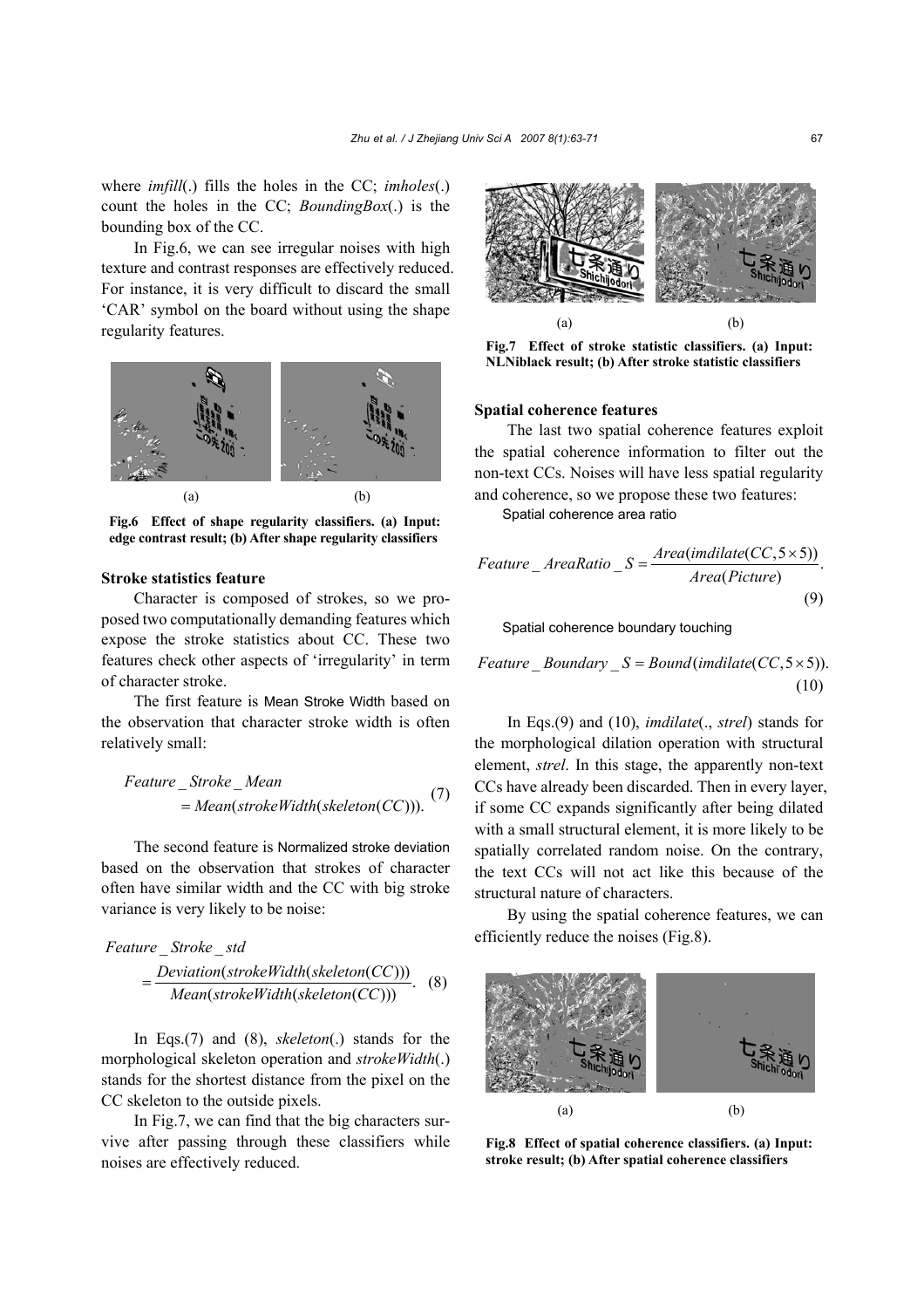where *imfill*(.) fills the holes in the CC; *imholes*(.) count the holes in the CC; *BoundingBox*(.) is the bounding box of the CC.

In Fig.6, we can see irregular noises with high texture and contrast responses are effectively reduced. For instance, it is very difficult to discard the small 'CAR' symbol on the board without using the shape regularity features.

**Fig.6 Effect of shape regularity classifiers. (a) Input: edge contrast result; (b) After shape regularity classifiers**

### Stroke statistics feature

Character is composed of strokes, so we proposed two computationally demanding features which expose the stroke statistics about CC. These two features check other aspects of 'irregularity' in term of character stroke.

The first feature is Mean Stroke Width based on the observation that character stroke width is often relatively small:

$$Feature\_Stroke\_Mean = Mean(strokeWidth(skeleton(CC))). \quad (7)$$

The second feature is Normalized stroke deviation based on the observation that strokes of character often have similar width and the CC with big stroke variance is very likely to be noise:

$$Feature\_Stroke\_std = \frac{Deviation(strokeWidth(skeleton(CC)))}{Mean(strokeWidth(skeleton(CC)))}. \quad (8)$$

In Eqs.(7) and (8), *skeleton*(.) stands for the morphological skeleton operation and *strokeWidth*(.) stands for the shortest distance from the pixel on the CC skeleton to the outside pixels.

In Fig.7, we can find that the big characters survive after passing through these classifiers while noises are effectively reduced.

**Fig.7 Effect of stroke statistic classifiers. (a) Input: NLNiblack result; (b) After stroke statistic classifiers**

### Spatial coherence features

The last two spatial coherence features exploit the spatial coherence information to filter out the non-text CCs. Noises will have less spatial regularity and coherence, so we propose these two features:

Spatial coherence area ratio

$$Feature\_AreaRatio\_S = \frac{Area(imdilate(CC, 5\times 5))}{Area(Picture)}. \quad (9)$$

Spatial coherence boundary touching

$$Feature\_Boundary\_S = Bound(imdilate(CC, 5\times 5)). \quad (10)$$

In Eqs.(9) and (10), *imdilate*(., *strel*) stands for the morphological dilation operation with structural element, *strel*. In this stage, the apparently non-text CCs have already been discarded. Then in every layer, if some CC expands significantly after being dilated with a small structural element, it is more likely to be spatially correlated random noise. On the contrary, the text CCs will not act like this because of the structural nature of characters.

By using the spatial coherence features, we can efficiently reduce the noises (Fig.8).

**Fig.8 Effect of spatial coherence classifiers. (a) Input: stroke result; (b) After spatial coherence classifiers**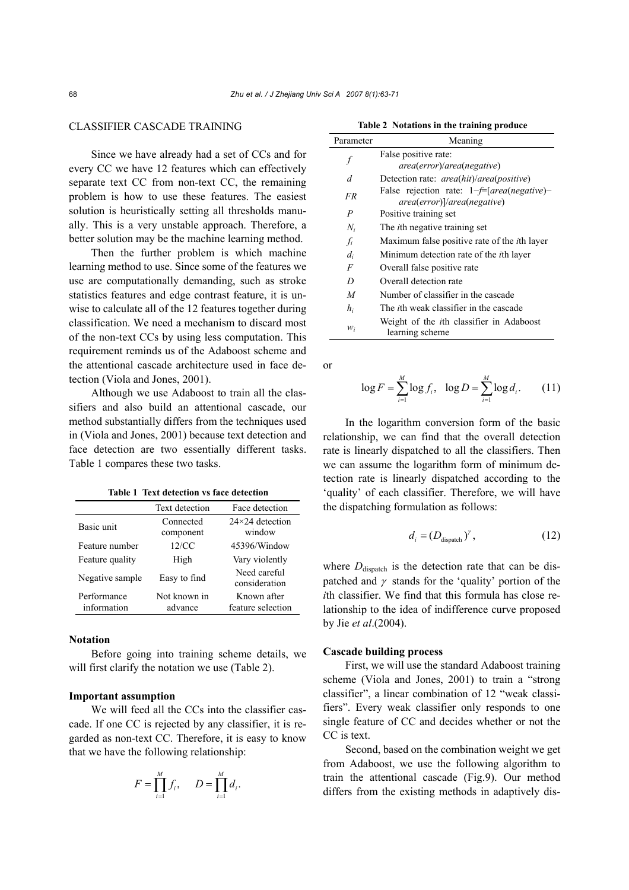## CLASSIFIER CASCADE TRAINING

Since we have already had a set of CCs and for every CC we have 12 features which can effectively separate text CC from non-text CC, the remaining problem is how to use these features. The easiest solution is heuristically setting all thresholds manually. This is a very unstable approach. Therefore, a better solution may be the machine learning method.

Then the further problem is which machine learning method to use. Since some of the features we use are computationally demanding, such as stroke statistics features and edge contrast feature, it is unwise to calculate all of the 12 features together during classification. We need a mechanism to discard most of the non-text CCs by using less computation. This requirement reminds us of the Adaboost scheme and the attentional cascade architecture used in face detection (Viola and Jones, 2001).

Although we use Adaboost to train all the classifiers and also build an attentional cascade, our method substantially differs from the techniques used in (Viola and Jones, 2001) because text detection and face detection are two essentially different tasks. Table 1 compares these two tasks.

**Table 1 Text detection vs face detection**

| | Text detection | Face detection |
|---|---|---|
| Basic unit | Connected component | 24×24 detection window |
| Feature number | 12/CC | 45396/Window |
| Feature quality | High | Vary violently |
| Negative sample | Easy to find | Need careful consideration |
| Performance information | Not known in advance | Known after feature selection |

### Notation

Before going into training scheme details, we will first clarify the notation we use (Table 2).

### Important assumption

We will feed all the CCs into the classifier cascade. If one CC is rejected by any classifier, it is regarded as non-text CC. Therefore, it is easy to know that we have the following relationship:

$$F = \prod_{i=1}^{M} f_i, \quad D = \prod_{i=1}^{M} d_i.$$

**Table 2 Notations in the training produce**

| Parameter | Meaning |
|---|---|
| $f$ | False positive rate: *area*(*error*)/*area*(*negative*) |
| $d$ | Detection rate: *area*(*hit*)/*area*(*positive*) |
| $FR$ | False rejection rate: $1-f$=[*area*(*negative*)−*area*(*error*)]/*area*(*negative*) |
| $P$ | Positive training set |
| $N_i$ | The *i*th negative training set |
| $f_i$ | Maximum false positive rate of the *i*th layer |
| $d_i$ | Minimum detection rate of the *i*th layer |
| $F$ | Overall false positive rate |
| $D$ | Overall detection rate |
| $M$ | Number of classifier in the cascade |
| $h_i$ | The *i*th weak classifier in the cascade |
| $w_i$ | Weight of the *i*th classifier in Adaboost learning scheme |

or

$$\log F = \sum_{i=1}^{M} \log f_i, \quad \log D = \sum_{i=1}^{M} \log d_i. \qquad (11)$$

In the logarithm conversion form of the basic relationship, we can find that the overall detection rate is linearly dispatched to all the classifiers. Then we can assume the logarithm form of minimum detection rate is linearly dispatched according to the 'quality' of each classifier. Therefore, we will have the dispatching formulation as follows:

$$d_i = (D_{\text{dispatch}})^{\gamma}, \qquad (12)$$

where $D_{\text{dispatch}}$ is the detection rate that can be dispatched and $\gamma$ stands for the 'quality' portion of the *i*th classifier. We find that this formula has close relationship to the idea of indifference curve proposed by Jie *et al*.(2004).

### Cascade building process

First, we will use the standard Adaboost training scheme (Viola and Jones, 2001) to train a "strong classifier", a linear combination of 12 "weak classifiers". Every weak classifier only responds to one single feature of CC and decides whether or not the CC is text.

Second, based on the combination weight we get from Adaboost, we use the following algorithm to train the attentional cascade (Fig.9). Our method differs from the existing methods in adaptively dis-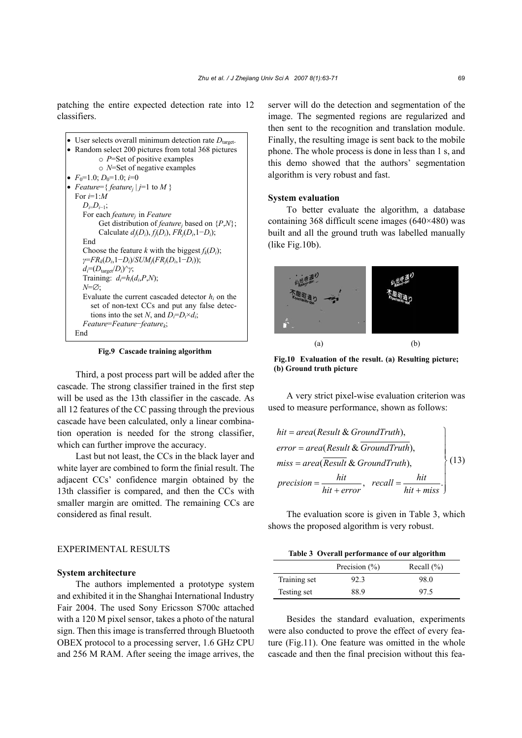patching the entire expected detection rate into 12 classifiers.

```
• User selects overall minimum detection rate D_target.
• Random select 200 pictures from total 368 pictures
    ○ P=Set of positive examples
    ○ N=Set of negative examples
• F_0=1.0; D_0=1.0; i=0
• Feature={ feature_j | j=1 to M }
  For i=1:M
    D_i=D_{i−1};
    For each feature_j in Feature
        Get distribution of feature_j based on {P,N};
        Calculate d_j(D_i), f_j(D_i), FR_j(D_i,1−D_i);
    End
    Choose the feature k with the biggest f_k(D_i);
    γ=FR_k(D_i,1−D_i)/SUM_j(FR_j(D_i,1−D_i));
    d_i=(D_target/D_i)^γ;
    Training: d_i=h_i(d_i,P,N);
    N=∅;
    Evaluate the current cascaded detector h_i on the
      set of non-text CCs and put any false detec-
      tions into the set N, and D_i=D_i×d_i;
    Feature=Feature−feature_k;
  End
```

**Fig.9 Cascade training algorithm**

Third, a post process part will be added after the cascade. The strong classifier trained in the first step will be used as the 13th classifier in the cascade. As all 12 features of the CC passing through the previous cascade have been calculated, only a linear combination operation is needed for the strong classifier, which can further improve the accuracy.

Last but not least, the CCs in the black layer and white layer are combined to form the finial result. The adjacent CCs' confidence margin obtained by the 13th classifier is compared, and then the CCs with smaller margin are omitted. The remaining CCs are considered as final result.

## EXPERIMENTAL RESULTS

### System architecture

The authors implemented a prototype system and exhibited it in the Shanghai International Industry Fair 2004. The used Sony Ericsson S700c attached with a 120 M pixel sensor, takes a photo of the natural sign. Then this image is transferred through Bluetooth OBEX protocol to a processing server, 1.6 GHz CPU and 256 M RAM. After seeing the image arrives, the server will do the detection and segmentation of the image. The segmented regions are regularized and then sent to the recognition and translation module. Finally, the resulting image is sent back to the mobile phone. The whole process is done in less than 1 s, and this demo showed that the authors' segmentation algorithm is very robust and fast.

### System evaluation

To better evaluate the algorithm, a database containing 368 difficult scene images (640×480) was built and all the ground truth was labelled manually (like Fig.10b).

(a) (b)

**Fig.10 Evaluation of the result. (a) Resulting picture; (b) Ground truth picture**

A very strict pixel-wise evaluation criterion was used to measure performance, shown as follows:

$$\left.\begin{aligned} &hit = area(Result \,\&\, GroundTruth), \\ &error = area(Result \,\&\, \overline{GroundTruth}), \\ &miss = area(\overline{Result} \,\&\, GroundTruth), \\ &precision = \frac{hit}{hit + error}, \quad recall = \frac{hit}{hit + miss}. \end{aligned}\right\} \quad (13)$$

The evaluation score is given in Table 3, which shows the proposed algorithm is very robust.

**Table 3 Overall performance of our algorithm**

| | Precision (%) | Recall (%) |
|---|---|---|
| Training set | 92.3 | 98.0 |
| Testing set | 88.9 | 97.5 |

Besides the standard evaluation, experiments were also conducted to prove the effect of every feature (Fig.11). One feature was omitted in the whole cascade and then the final precision without this fea-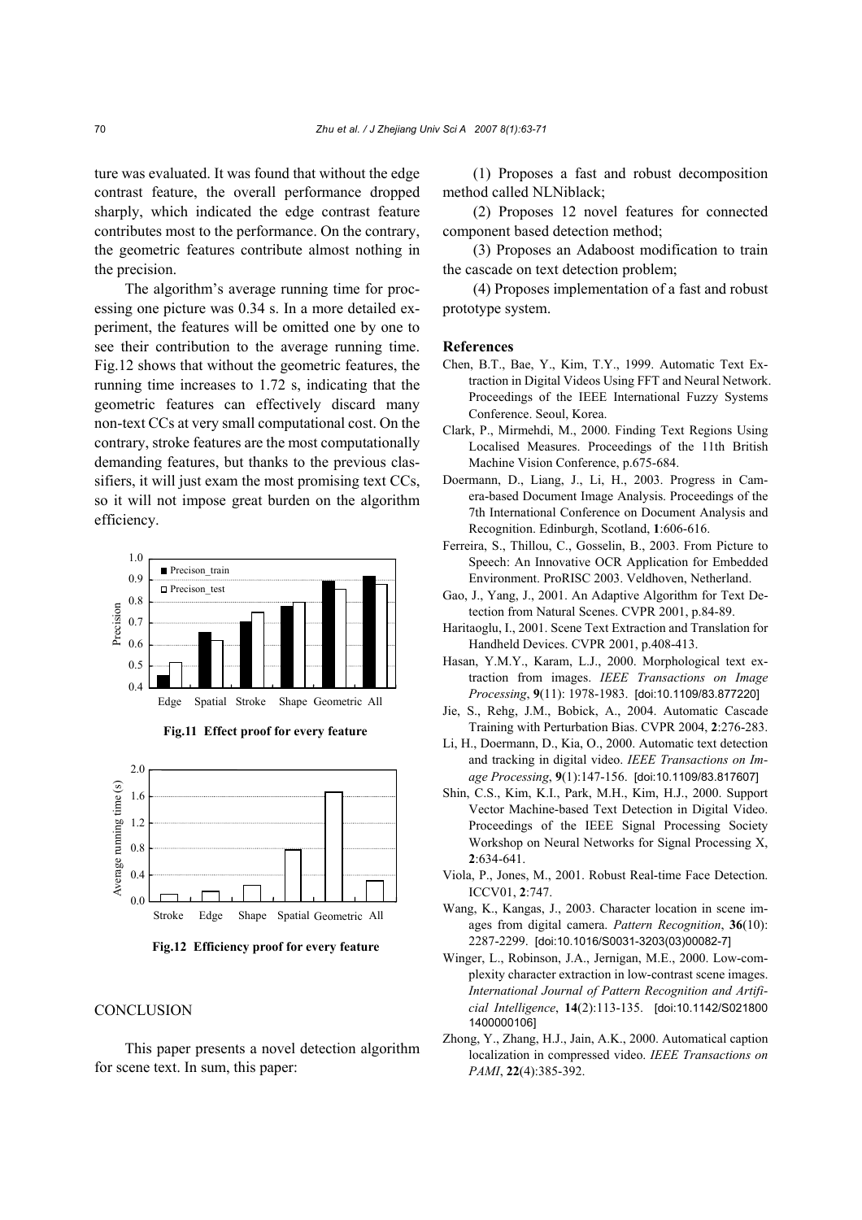ture was evaluated. It was found that without the edge contrast feature, the overall performance dropped sharply, which indicated the edge contrast feature contributes most to the performance. On the contrary, the geometric features contribute almost nothing in the precision.

The algorithm's average running time for processing one picture was 0.34 s. In a more detailed experiment, the features will be omitted one by one to see their contribution to the average running time. Fig.12 shows that without the geometric features, the running time increases to 1.72 s, indicating that the geometric features can effectively discard many non-text CCs at very small computational cost. On the contrary, stroke features are the most computationally demanding features, but thanks to the previous classifiers, it will just exam the most promising text CCs, so it will not impose great burden on the algorithm efficiency.

**Fig.11 Effect proof for every feature**

**Fig.12 Efficiency proof for every feature**

## CONCLUSION

This paper presents a novel detection algorithm for scene text. In sum, this paper:

(1) Proposes a fast and robust decomposition method called NLNiblack;

(2) Proposes 12 novel features for connected component based detection method;

(3) Proposes an Adaboost modification to train the cascade on text detection problem;

(4) Proposes implementation of a fast and robust prototype system.

## References

Chen, B.T., Bae, Y., Kim, T.Y., 1999. Automatic Text Extraction in Digital Videos Using FFT and Neural Network. Proceedings of the IEEE International Fuzzy Systems Conference. Seoul, Korea.

Clark, P., Mirmehdi, M., 2000. Finding Text Regions Using Localised Measures. Proceedings of the 11th British Machine Vision Conference, p.675-684.

Doermann, D., Liang, J., Li, H., 2003. Progress in Camera-based Document Image Analysis. Proceedings of the 7th International Conference on Document Analysis and Recognition. Edinburgh, Scotland, **1**:606-616.

Ferreira, S., Thillou, C., Gosselin, B., 2003. From Picture to Speech: An Innovative OCR Application for Embedded Environment. ProRISC 2003. Veldhoven, Netherland.

Gao, J., Yang, J., 2001. An Adaptive Algorithm for Text Detection from Natural Scenes. CVPR 2001, p.84-89.

Haritaoglu, I., 2001. Scene Text Extraction and Translation for Handheld Devices. CVPR 2001, p.408-413.

Hasan, Y.M.Y., Karam, L.J., 2000. Morphological text extraction from images. *IEEE Transactions on Image Processing*, **9**(11): 1978-1983. [doi:10.1109/83.877220]

Jie, S., Rehg, J.M., Bobick, A., 2004. Automatic Cascade Training with Perturbation Bias. CVPR 2004, **2**:276-283.

Li, H., Doermann, D., Kia, O., 2000. Automatic text detection and tracking in digital video. *IEEE Transactions on Image Processing*, **9**(1):147-156. [doi:10.1109/83.817607]

Shin, C.S., Kim, K.I., Park, M.H., Kim, H.J., 2000. Support Vector Machine-based Text Detection in Digital Video. Proceedings of the IEEE Signal Processing Society Workshop on Neural Networks for Signal Processing X, **2**:634-641.

Viola, P., Jones, M., 2001. Robust Real-time Face Detection. ICCV01, **2**:747.

Wang, K., Kangas, J., 2003. Character location in scene images from digital camera. *Pattern Recognition*, **36**(10): 2287-2299. [doi:10.1016/S0031-3203(03)00082-7]

Winger, L., Robinson, J.A., Jernigan, M.E., 2000. Low-complexity character extraction in low-contrast scene images. *International Journal of Pattern Recognition and Artificial Intelligence*, **14**(2):113-135. [doi:10.1142/S0218001400000106]

Zhong, Y., Zhang, H.J., Jain, A.K., 2000. Automatical caption localization in compressed video. *IEEE Transactions on PAMI*, **22**(4):385-392.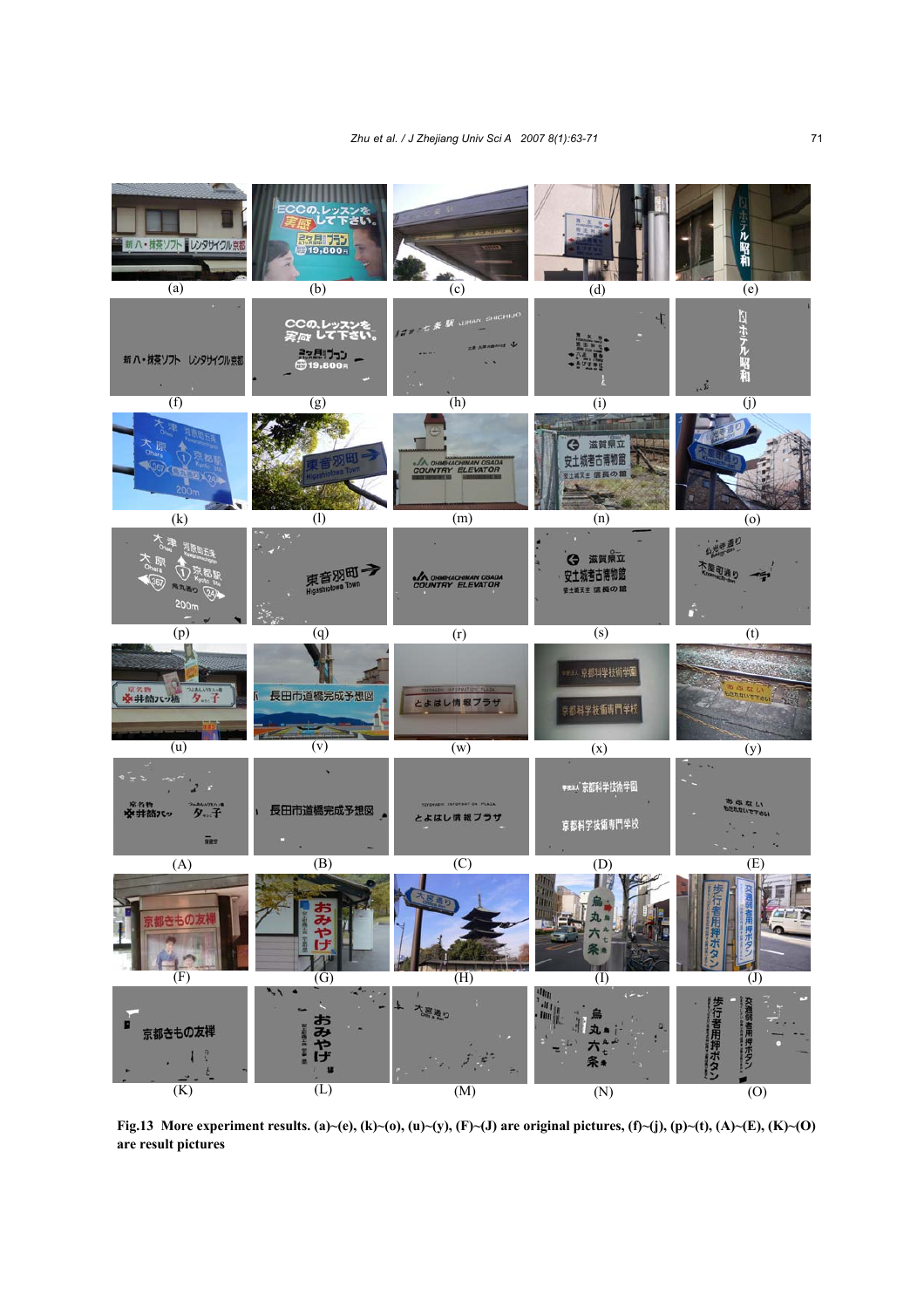**Fig.13 More experiment results. (a)~(e), (k)~(o), (u)~(y), (F)~(J) are original pictures, (f)~(j), (p)~(t), (A)~(E), (K)~(O) are result pictures**